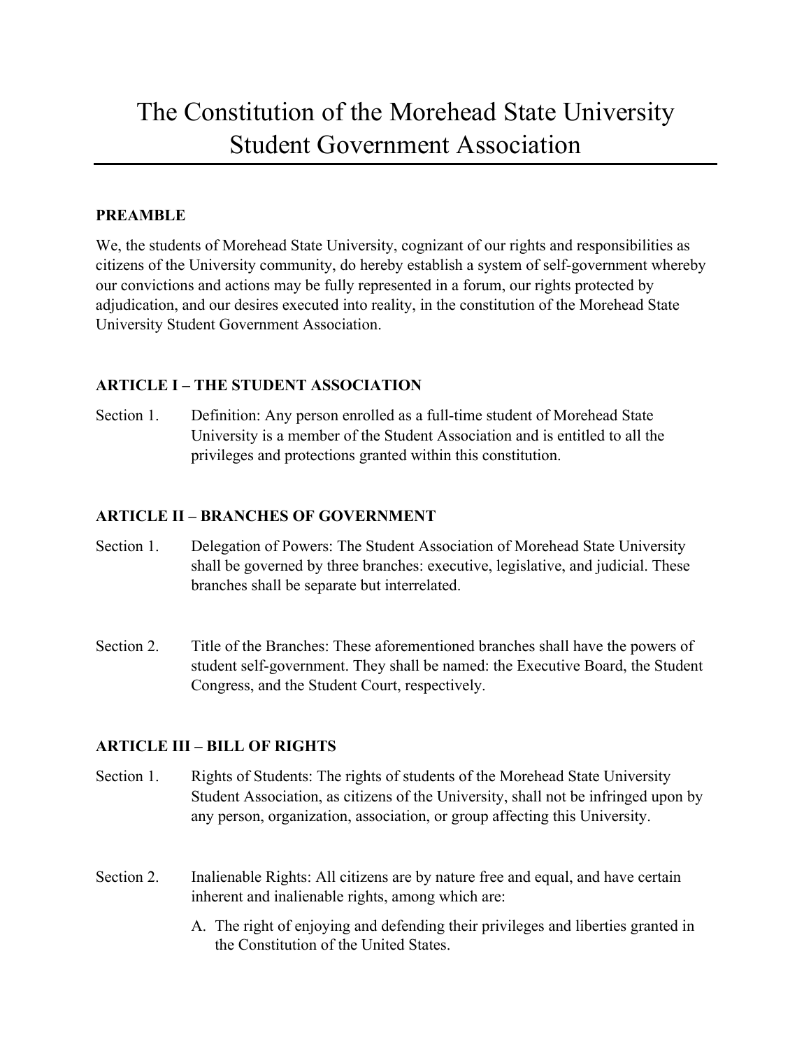# The Constitution of the Morehead State University Student Government Association

**PREAMBLE**

We, the students of Morehead State University, cognizant of our rights and responsibilities as citizens of the University community, do hereby establish a system of self-government whereby our convictions and actions may be fully represented in a forum, our rights protected by adjudication, and our desires executed into reality, in the constitution of the Morehead State University Student Government Association.

**ARTICLE I – THE STUDENT ASSOCIATION**

Section 1. Definition: Any person enrolled as a full-time student of Morehead State University is a member of the Student Association and is entitled to all the privileges and protections granted within this constitution.

**ARTICLE II – BRANCHES OF GOVERNMENT**

Section 1. Delegation of Powers: The Student Association of Morehead State University shall be governed by three branches: executive, legislative, and judicial. These branches shall be separate but interrelated.

Section 2. Title of the Branches: These aforementioned branches shall have the powers of student self-government. They shall be named: the Executive Board, the Student Congress, and the Student Court, respectively.

**ARTICLE III – BILL OF RIGHTS**

Section 1. Rights of Students: The rights of students of the Morehead State University Student Association, as citizens of the University, shall not be infringed upon by any person, organization, association, or group affecting this University.

Section 2. Inalienable Rights: All citizens are by nature free and equal, and have certain inherent and inalienable rights, among which are:

A. The right of enjoying and defending their privileges and liberties granted in the Constitution of the United States.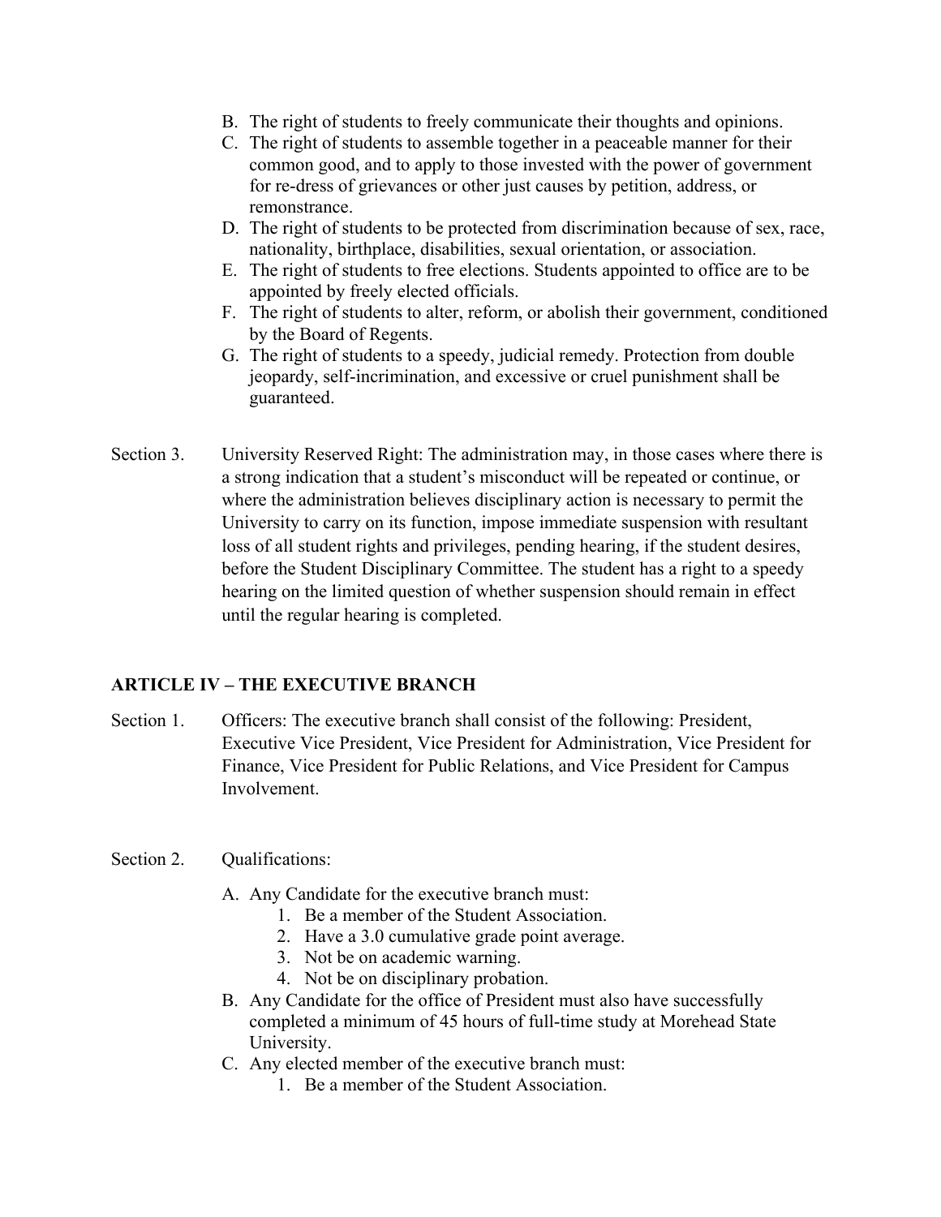B. The right of students to freely communicate their thoughts and opinions.
C. The right of students to assemble together in a peaceable manner for their common good, and to apply to those invested with the power of government for re-dress of grievances or other just causes by petition, address, or remonstrance.
D. The right of students to be protected from discrimination because of sex, race, nationality, birthplace, disabilities, sexual orientation, or association.
E. The right of students to free elections. Students appointed to office are to be appointed by freely elected officials.
F. The right of students to alter, reform, or abolish their government, conditioned by the Board of Regents.
G. The right of students to a speedy, judicial remedy. Protection from double jeopardy, self-incrimination, and excessive or cruel punishment shall be guaranteed.

Section 3. University Reserved Right: The administration may, in those cases where there is a strong indication that a student's misconduct will be repeated or continue, or where the administration believes disciplinary action is necessary to permit the University to carry on its function, impose immediate suspension with resultant loss of all student rights and privileges, pending hearing, if the student desires, before the Student Disciplinary Committee. The student has a right to a speedy hearing on the limited question of whether suspension should remain in effect until the regular hearing is completed.

## ARTICLE IV – THE EXECUTIVE BRANCH

Section 1. Officers: The executive branch shall consist of the following: President, Executive Vice President, Vice President for Administration, Vice President for Finance, Vice President for Public Relations, and Vice President for Campus Involvement.

Section 2. Qualifications:

A. Any Candidate for the executive branch must:
   1. Be a member of the Student Association.
   2. Have a 3.0 cumulative grade point average.
   3. Not be on academic warning.
   4. Not be on disciplinary probation.
B. Any Candidate for the office of President must also have successfully completed a minimum of 45 hours of full-time study at Morehead State University.
C. Any elected member of the executive branch must:
   1. Be a member of the Student Association.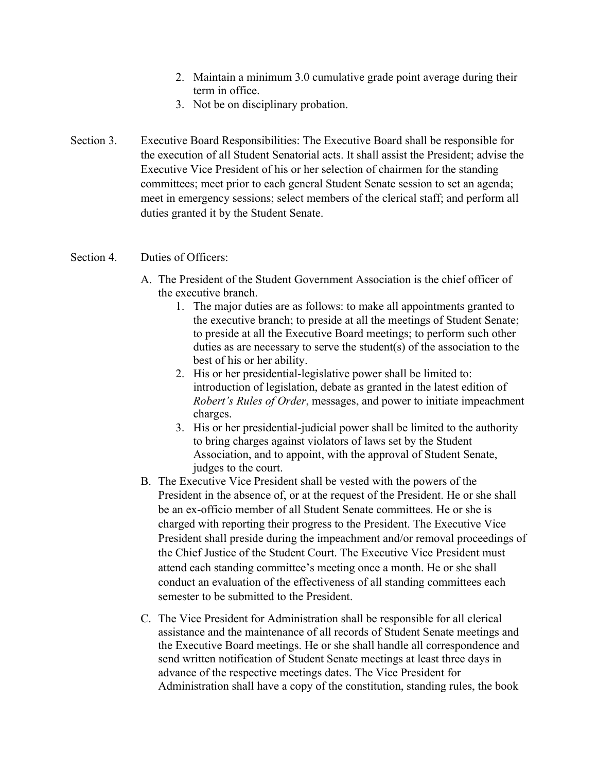2. Maintain a minimum 3.0 cumulative grade point average during their term in office.
3. Not be on disciplinary probation.

Section 3. Executive Board Responsibilities: The Executive Board shall be responsible for the execution of all Student Senatorial acts. It shall assist the President; advise the Executive Vice President of his or her selection of chairmen for the standing committees; meet prior to each general Student Senate session to set an agenda; meet in emergency sessions; select members of the clerical staff; and perform all duties granted it by the Student Senate.

Section 4. Duties of Officers:

A. The President of the Student Government Association is the chief officer of the executive branch.
   1. The major duties are as follows: to make all appointments granted to the executive branch; to preside at all the meetings of Student Senate; to preside at all the Executive Board meetings; to perform such other duties as are necessary to serve the student(s) of the association to the best of his or her ability.
   2. His or her presidential-legislative power shall be limited to: introduction of legislation, debate as granted in the latest edition of *Robert's Rules of Order*, messages, and power to initiate impeachment charges.
   3. His or her presidential-judicial power shall be limited to the authority to bring charges against violators of laws set by the Student Association, and to appoint, with the approval of Student Senate, judges to the court.

B. The Executive Vice President shall be vested with the powers of the President in the absence of, or at the request of the President. He or she shall be an ex-officio member of all Student Senate committees. He or she is charged with reporting their progress to the President. The Executive Vice President shall preside during the impeachment and/or removal proceedings of the Chief Justice of the Student Court. The Executive Vice President must attend each standing committee's meeting once a month. He or she shall conduct an evaluation of the effectiveness of all standing committees each semester to be submitted to the President.

C. The Vice President for Administration shall be responsible for all clerical assistance and the maintenance of all records of Student Senate meetings and the Executive Board meetings. He or she shall handle all correspondence and send written notification of Student Senate meetings at least three days in advance of the respective meetings dates. The Vice President for Administration shall have a copy of the constitution, standing rules, the book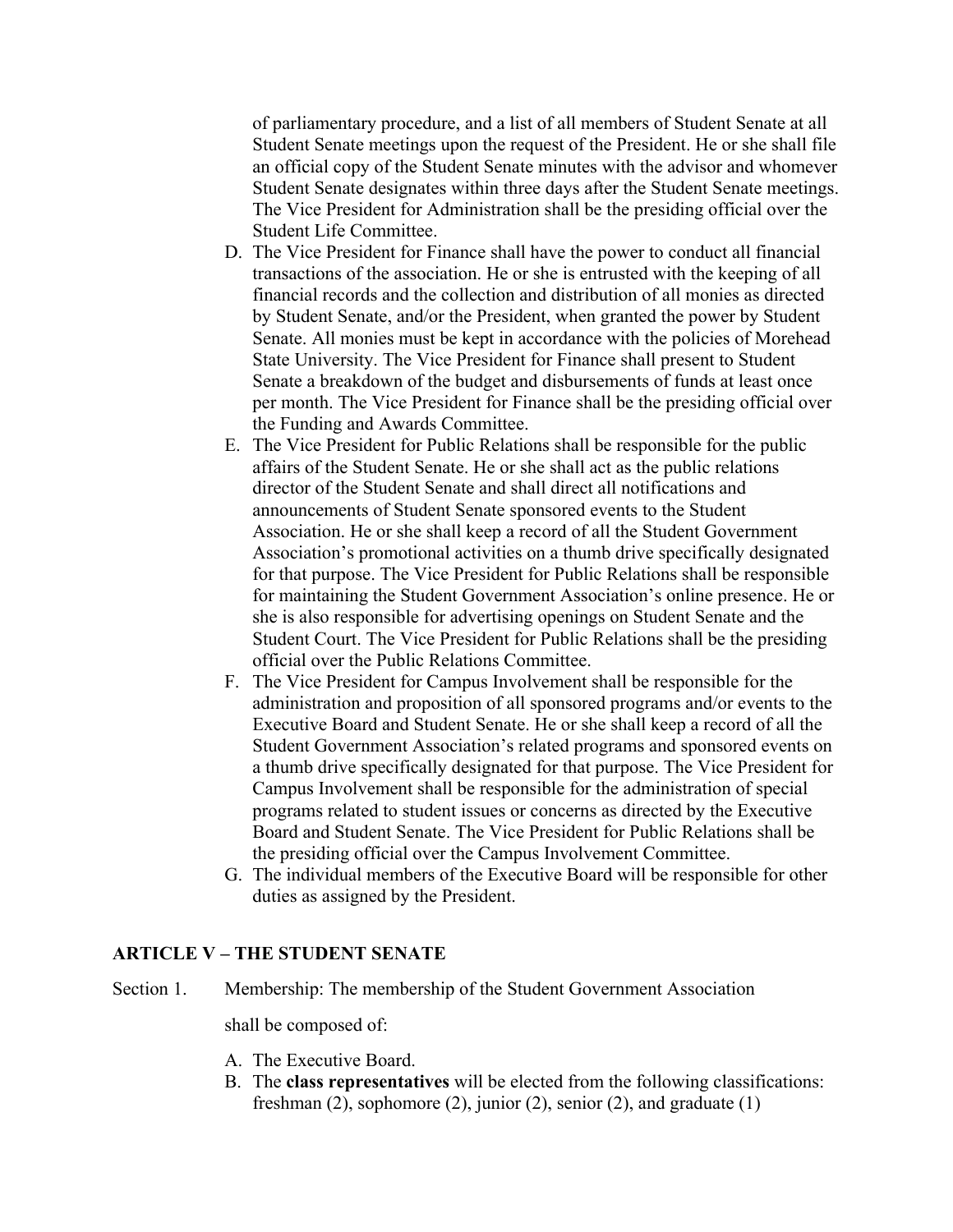of parliamentary procedure, and a list of all members of Student Senate at all Student Senate meetings upon the request of the President. He or she shall file an official copy of the Student Senate minutes with the advisor and whomever Student Senate designates within three days after the Student Senate meetings. The Vice President for Administration shall be the presiding official over the Student Life Committee.

D. The Vice President for Finance shall have the power to conduct all financial transactions of the association. He or she is entrusted with the keeping of all financial records and the collection and distribution of all monies as directed by Student Senate, and/or the President, when granted the power by Student Senate. All monies must be kept in accordance with the policies of Morehead State University. The Vice President for Finance shall present to Student Senate a breakdown of the budget and disbursements of funds at least once per month. The Vice President for Finance shall be the presiding official over the Funding and Awards Committee.
E. The Vice President for Public Relations shall be responsible for the public affairs of the Student Senate. He or she shall act as the public relations director of the Student Senate and shall direct all notifications and announcements of Student Senate sponsored events to the Student Association. He or she shall keep a record of all the Student Government Association's promotional activities on a thumb drive specifically designated for that purpose. The Vice President for Public Relations shall be responsible for maintaining the Student Government Association's online presence. He or she is also responsible for advertising openings on Student Senate and the Student Court. The Vice President for Public Relations shall be the presiding official over the Public Relations Committee.
F. The Vice President for Campus Involvement shall be responsible for the administration and proposition of all sponsored programs and/or events to the Executive Board and Student Senate. He or she shall keep a record of all the Student Government Association's related programs and sponsored events on a thumb drive specifically designated for that purpose. The Vice President for Campus Involvement shall be responsible for the administration of special programs related to student issues or concerns as directed by the Executive Board and Student Senate. The Vice President for Public Relations shall be the presiding official over the Campus Involvement Committee.
G. The individual members of the Executive Board will be responsible for other duties as assigned by the President.

## ARTICLE V – THE STUDENT SENATE

Section 1. Membership: The membership of the Student Government Association shall be composed of:

A. The Executive Board.
B. The **class representatives** will be elected from the following classifications: freshman (2), sophomore (2), junior (2), senior (2), and graduate (1)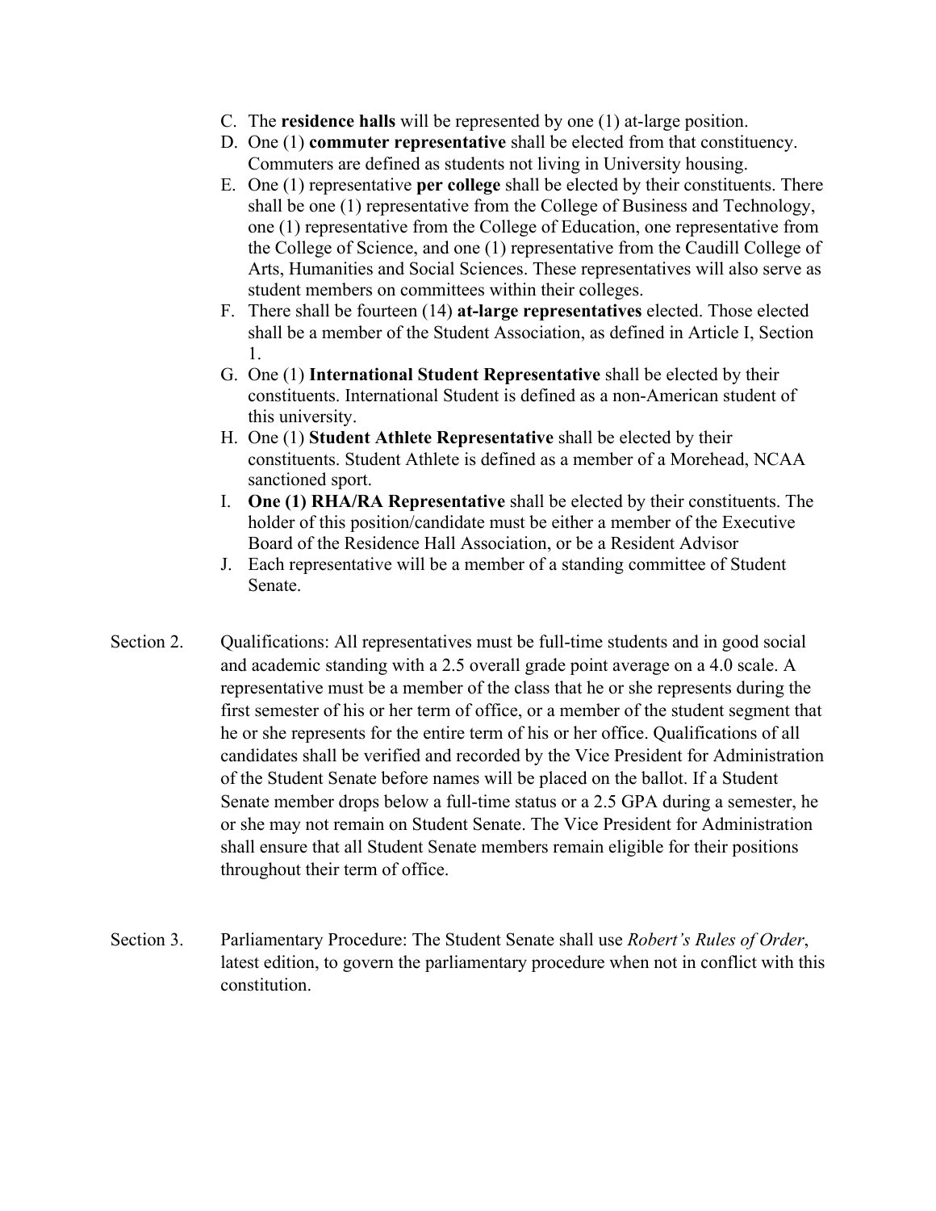C. The **residence halls** will be represented by one (1) at-large position.
D. One (1) **commuter representative** shall be elected from that constituency. Commuters are defined as students not living in University housing.
E. One (1) representative **per college** shall be elected by their constituents. There shall be one (1) representative from the College of Business and Technology, one (1) representative from the College of Education, one representative from the College of Science, and one (1) representative from the Caudill College of Arts, Humanities and Social Sciences. These representatives will also serve as student members on committees within their colleges.
F. There shall be fourteen (14) **at-large representatives** elected. Those elected shall be a member of the Student Association, as defined in Article I, Section 1.
G. One (1) **International Student Representative** shall be elected by their constituents. International Student is defined as a non-American student of this university.
H. One (1) **Student Athlete Representative** shall be elected by their constituents. Student Athlete is defined as a member of a Morehead, NCAA sanctioned sport.
I. **One (1) RHA/RA Representative** shall be elected by their constituents. The holder of this position/candidate must be either a member of the Executive Board of the Residence Hall Association, or be a Resident Advisor
J. Each representative will be a member of a standing committee of Student Senate.

Section 2. Qualifications: All representatives must be full-time students and in good social and academic standing with a 2.5 overall grade point average on a 4.0 scale. A representative must be a member of the class that he or she represents during the first semester of his or her term of office, or a member of the student segment that he or she represents for the entire term of his or her office. Qualifications of all candidates shall be verified and recorded by the Vice President for Administration of the Student Senate before names will be placed on the ballot. If a Student Senate member drops below a full-time status or a 2.5 GPA during a semester, he or she may not remain on Student Senate. The Vice President for Administration shall ensure that all Student Senate members remain eligible for their positions throughout their term of office.

Section 3. Parliamentary Procedure: The Student Senate shall use *Robert's Rules of Order*, latest edition, to govern the parliamentary procedure when not in conflict with this constitution.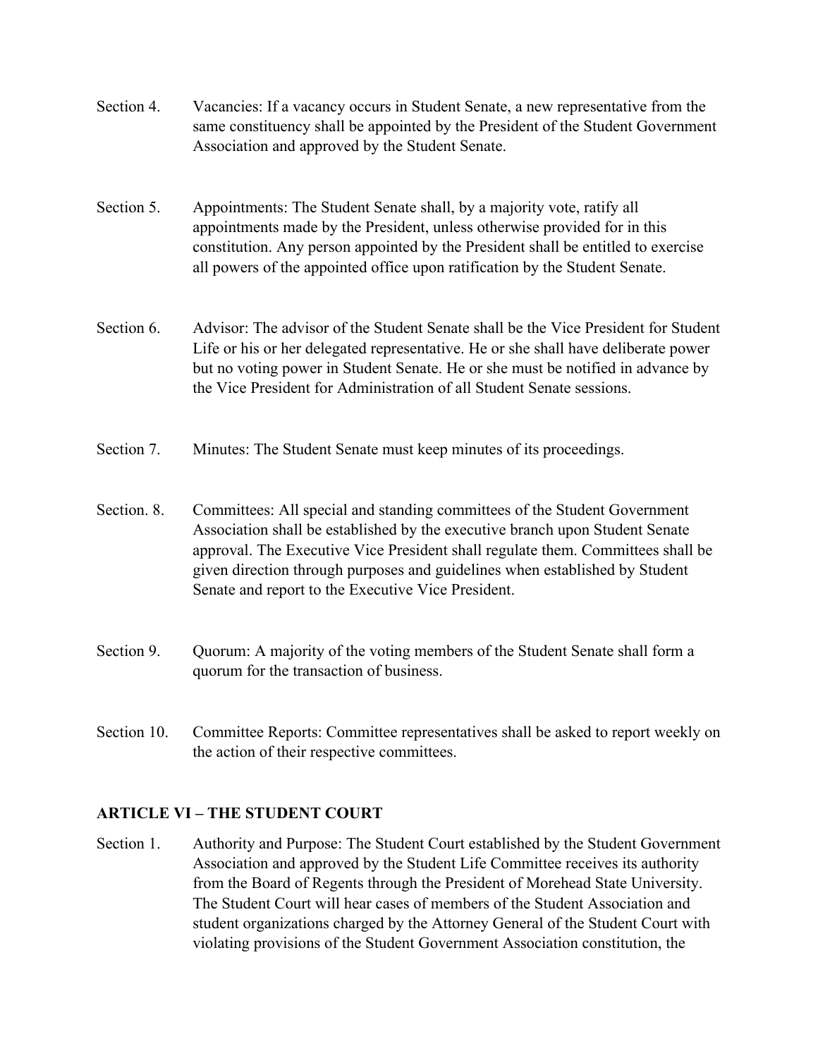Section 4. Vacancies: If a vacancy occurs in Student Senate, a new representative from the same constituency shall be appointed by the President of the Student Government Association and approved by the Student Senate.

Section 5. Appointments: The Student Senate shall, by a majority vote, ratify all appointments made by the President, unless otherwise provided for in this constitution. Any person appointed by the President shall be entitled to exercise all powers of the appointed office upon ratification by the Student Senate.

Section 6. Advisor: The advisor of the Student Senate shall be the Vice President for Student Life or his or her delegated representative. He or she shall have deliberate power but no voting power in Student Senate. He or she must be notified in advance by the Vice President for Administration of all Student Senate sessions.

Section 7. Minutes: The Student Senate must keep minutes of its proceedings.

Section. 8. Committees: All special and standing committees of the Student Government Association shall be established by the executive branch upon Student Senate approval. The Executive Vice President shall regulate them. Committees shall be given direction through purposes and guidelines when established by Student Senate and report to the Executive Vice President.

Section 9. Quorum: A majority of the voting members of the Student Senate shall form a quorum for the transaction of business.

Section 10. Committee Reports: Committee representatives shall be asked to report weekly on the action of their respective committees.

## ARTICLE VI – THE STUDENT COURT

Section 1. Authority and Purpose: The Student Court established by the Student Government Association and approved by the Student Life Committee receives its authority from the Board of Regents through the President of Morehead State University. The Student Court will hear cases of members of the Student Association and student organizations charged by the Attorney General of the Student Court with violating provisions of the Student Government Association constitution, the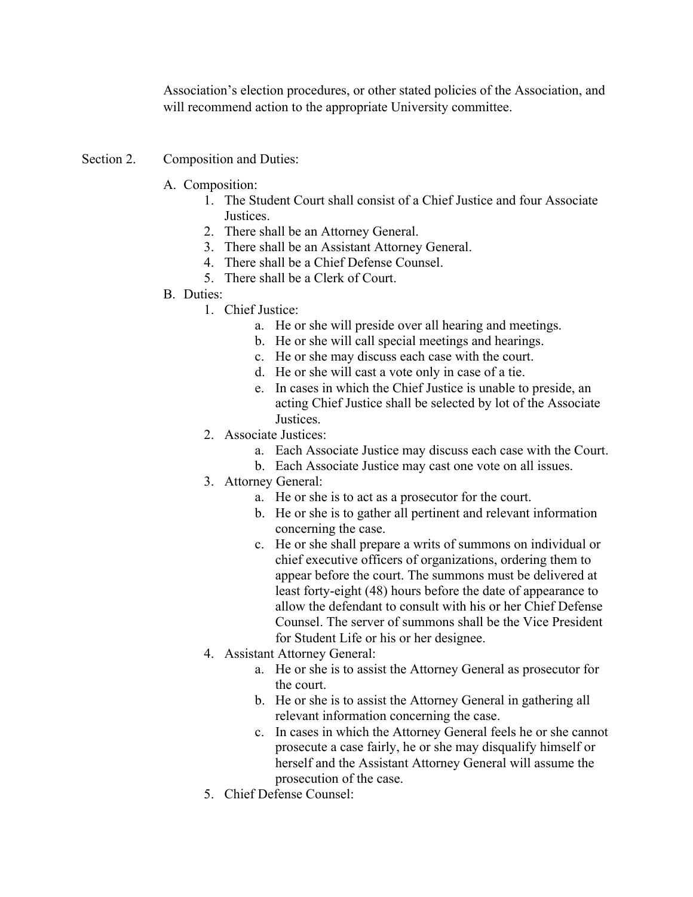Association's election procedures, or other stated policies of the Association, and will recommend action to the appropriate University committee.

Section 2. Composition and Duties:

A. Composition:
   1. The Student Court shall consist of a Chief Justice and four Associate Justices.
   2. There shall be an Attorney General.
   3. There shall be an Assistant Attorney General.
   4. There shall be a Chief Defense Counsel.
   5. There shall be a Clerk of Court.

B. Duties:
   1. Chief Justice:
      a. He or she will preside over all hearing and meetings.
      b. He or she will call special meetings and hearings.
      c. He or she may discuss each case with the court.
      d. He or she will cast a vote only in case of a tie.
      e. In cases in which the Chief Justice is unable to preside, an acting Chief Justice shall be selected by lot of the Associate Justices.
   2. Associate Justices:
      a. Each Associate Justice may discuss each case with the Court.
      b. Each Associate Justice may cast one vote on all issues.
   3. Attorney General:
      a. He or she is to act as a prosecutor for the court.
      b. He or she is to gather all pertinent and relevant information concerning the case.
      c. He or she shall prepare a writs of summons on individual or chief executive officers of organizations, ordering them to appear before the court. The summons must be delivered at least forty-eight (48) hours before the date of appearance to allow the defendant to consult with his or her Chief Defense Counsel. The server of summons shall be the Vice President for Student Life or his or her designee.
   4. Assistant Attorney General:
      a. He or she is to assist the Attorney General as prosecutor for the court.
      b. He or she is to assist the Attorney General in gathering all relevant information concerning the case.
      c. In cases in which the Attorney General feels he or she cannot prosecute a case fairly, he or she may disqualify himself or herself and the Assistant Attorney General will assume the prosecution of the case.
   5. Chief Defense Counsel: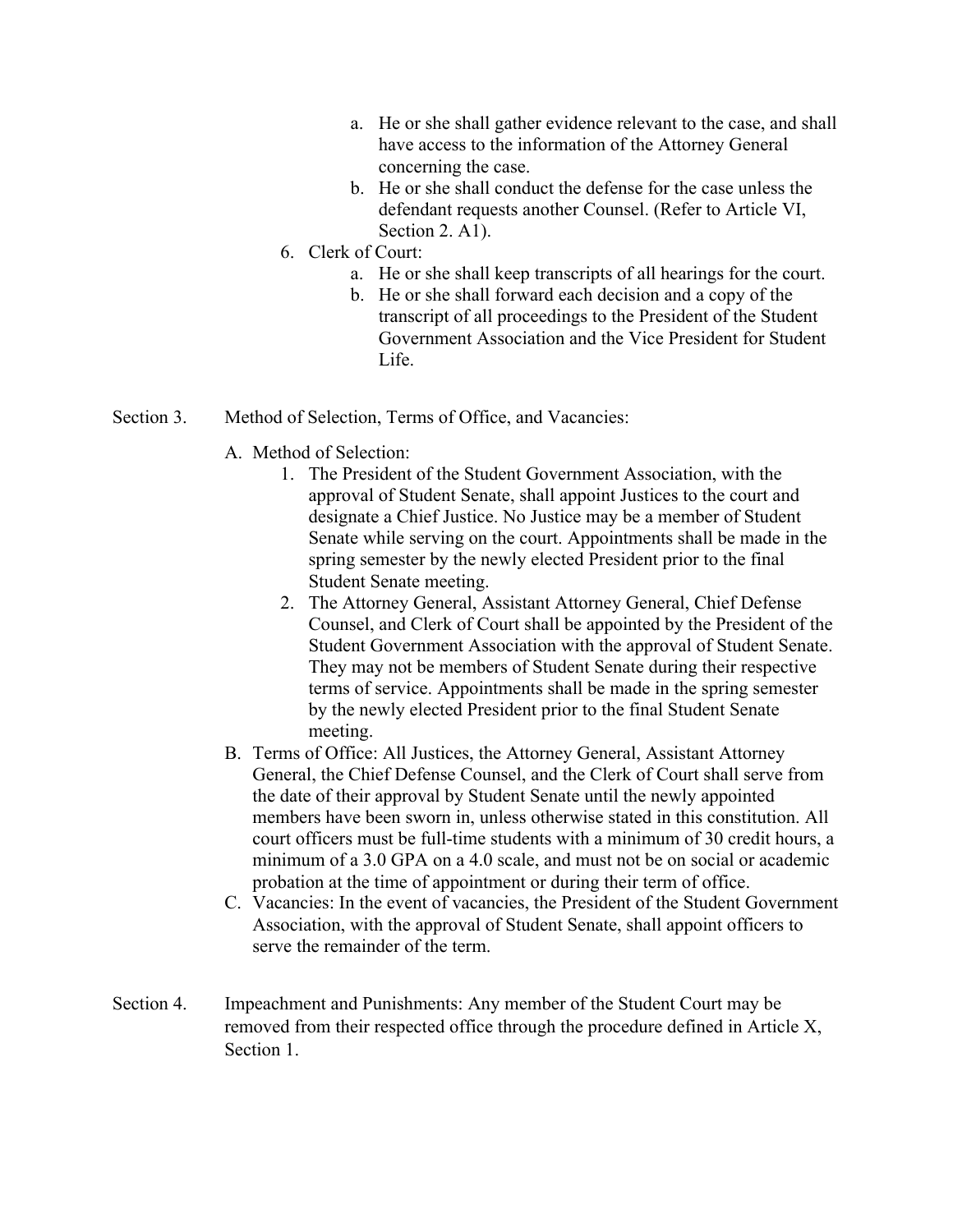a. He or she shall gather evidence relevant to the case, and shall have access to the information of the Attorney General concerning the case.
        b. He or she shall conduct the defense for the case unless the defendant requests another Counsel. (Refer to Article VI, Section 2. A1).
    6. Clerk of Court:
        a. He or she shall keep transcripts of all hearings for the court.
        b. He or she shall forward each decision and a copy of the transcript of all proceedings to the President of the Student Government Association and the Vice President for Student Life.

Section 3. Method of Selection, Terms of Office, and Vacancies:

A. Method of Selection:
    1. The President of the Student Government Association, with the approval of Student Senate, shall appoint Justices to the court and designate a Chief Justice. No Justice may be a member of Student Senate while serving on the court. Appointments shall be made in the spring semester by the newly elected President prior to the final Student Senate meeting.
    2. The Attorney General, Assistant Attorney General, Chief Defense Counsel, and Clerk of Court shall be appointed by the President of the Student Government Association with the approval of Student Senate. They may not be members of Student Senate during their respective terms of service. Appointments shall be made in the spring semester by the newly elected President prior to the final Student Senate meeting.

B. Terms of Office: All Justices, the Attorney General, Assistant Attorney General, the Chief Defense Counsel, and the Clerk of Court shall serve from the date of their approval by Student Senate until the newly appointed members have been sworn in, unless otherwise stated in this constitution. All court officers must be full-time students with a minimum of 30 credit hours, a minimum of a 3.0 GPA on a 4.0 scale, and must not be on social or academic probation at the time of appointment or during their term of office.

C. Vacancies: In the event of vacancies, the President of the Student Government Association, with the approval of Student Senate, shall appoint officers to serve the remainder of the term.

Section 4. Impeachment and Punishments: Any member of the Student Court may be removed from their respected office through the procedure defined in Article X, Section 1.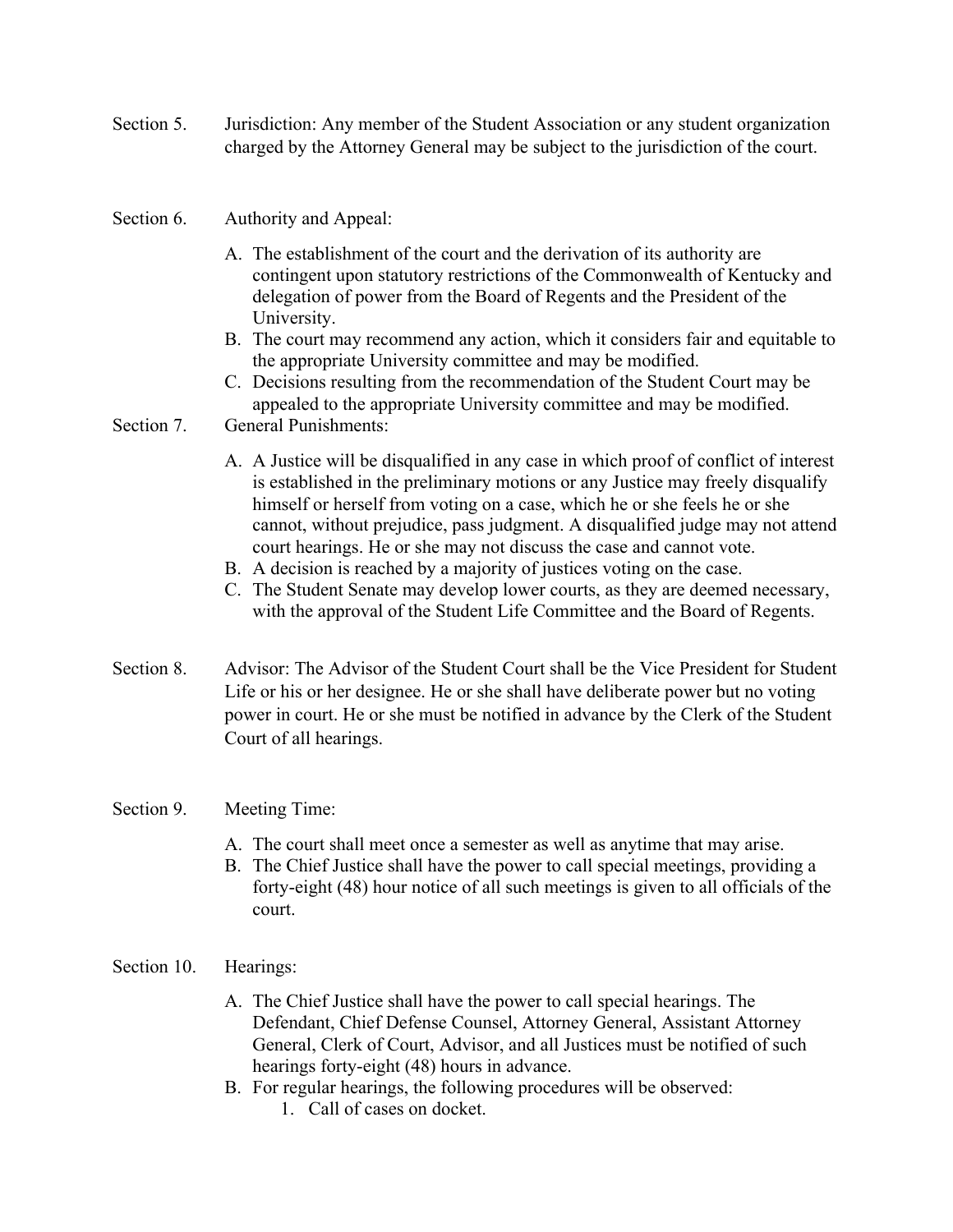Section 5. Jurisdiction: Any member of the Student Association or any student organization charged by the Attorney General may be subject to the jurisdiction of the court.

Section 6. Authority and Appeal:

A. The establishment of the court and the derivation of its authority are contingent upon statutory restrictions of the Commonwealth of Kentucky and delegation of power from the Board of Regents and the President of the University.
B. The court may recommend any action, which it considers fair and equitable to the appropriate University committee and may be modified.
C. Decisions resulting from the recommendation of the Student Court may be appealed to the appropriate University committee and may be modified.

Section 7. General Punishments:

A. A Justice will be disqualified in any case in which proof of conflict of interest is established in the preliminary motions or any Justice may freely disqualify himself or herself from voting on a case, which he or she feels he or she cannot, without prejudice, pass judgment. A disqualified judge may not attend court hearings. He or she may not discuss the case and cannot vote.
B. A decision is reached by a majority of justices voting on the case.
C. The Student Senate may develop lower courts, as they are deemed necessary, with the approval of the Student Life Committee and the Board of Regents.

Section 8. Advisor: The Advisor of the Student Court shall be the Vice President for Student Life or his or her designee. He or she shall have deliberate power but no voting power in court. He or she must be notified in advance by the Clerk of the Student Court of all hearings.

Section 9. Meeting Time:

A. The court shall meet once a semester as well as anytime that may arise.
B. The Chief Justice shall have the power to call special meetings, providing a forty-eight (48) hour notice of all such meetings is given to all officials of the court.

Section 10. Hearings:

A. The Chief Justice shall have the power to call special hearings. The Defendant, Chief Defense Counsel, Attorney General, Assistant Attorney General, Clerk of Court, Advisor, and all Justices must be notified of such hearings forty-eight (48) hours in advance.
B. For regular hearings, the following procedures will be observed:
    1. Call of cases on docket.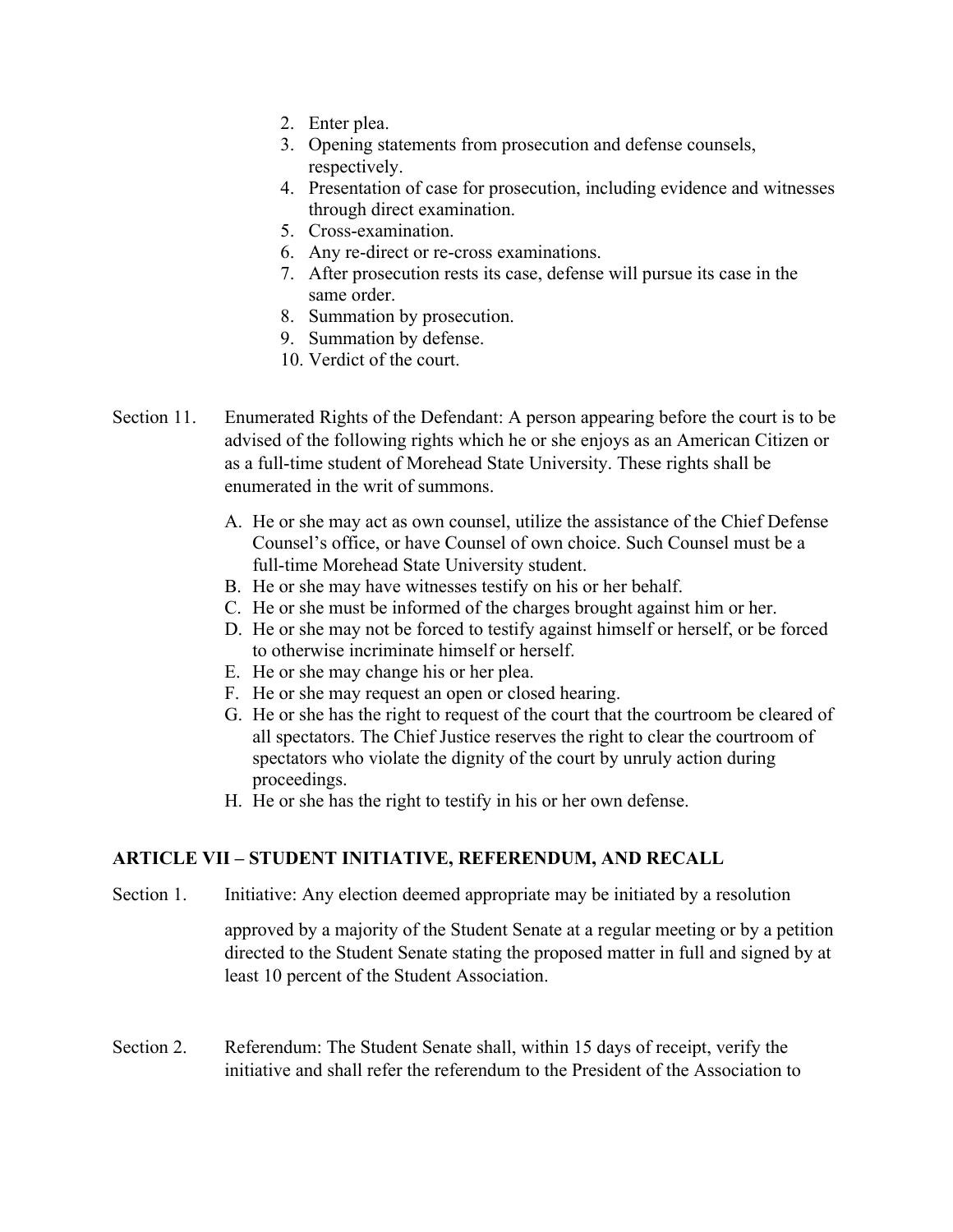2. Enter plea.
3. Opening statements from prosecution and defense counsels, respectively.
4. Presentation of case for prosecution, including evidence and witnesses through direct examination.
5. Cross-examination.
6. Any re-direct or re-cross examinations.
7. After prosecution rests its case, defense will pursue its case in the same order.
8. Summation by prosecution.
9. Summation by defense.
10. Verdict of the court.

Section 11. Enumerated Rights of the Defendant: A person appearing before the court is to be advised of the following rights which he or she enjoys as an American Citizen or as a full-time student of Morehead State University. These rights shall be enumerated in the writ of summons.

A. He or she may act as own counsel, utilize the assistance of the Chief Defense Counsel's office, or have Counsel of own choice. Such Counsel must be a full-time Morehead State University student.
B. He or she may have witnesses testify on his or her behalf.
C. He or she must be informed of the charges brought against him or her.
D. He or she may not be forced to testify against himself or herself, or be forced to otherwise incriminate himself or herself.
E. He or she may change his or her plea.
F. He or she may request an open or closed hearing.
G. He or she has the right to request of the court that the courtroom be cleared of all spectators. The Chief Justice reserves the right to clear the courtroom of spectators who violate the dignity of the court by unruly action during proceedings.
H. He or she has the right to testify in his or her own defense.

## ARTICLE VII – STUDENT INITIATIVE, REFERENDUM, AND RECALL

Section 1. Initiative: Any election deemed appropriate may be initiated by a resolution approved by a majority of the Student Senate at a regular meeting or by a petition directed to the Student Senate stating the proposed matter in full and signed by at least 10 percent of the Student Association.

Section 2. Referendum: The Student Senate shall, within 15 days of receipt, verify the initiative and shall refer the referendum to the President of the Association to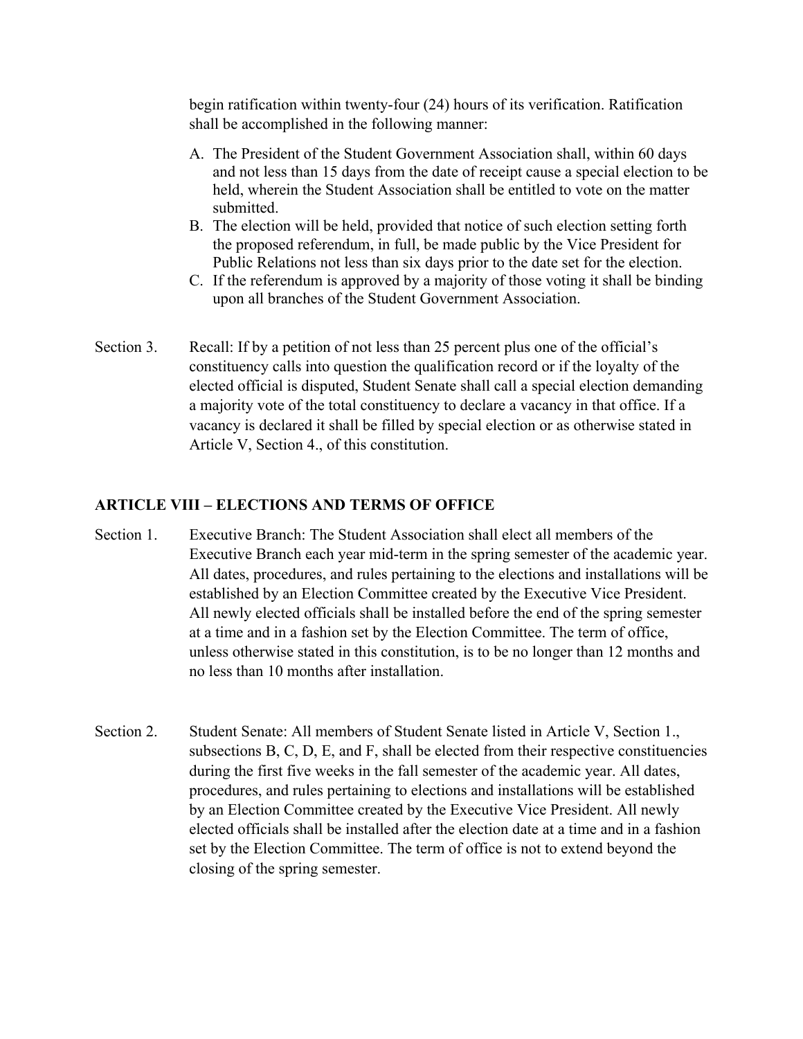begin ratification within twenty-four (24) hours of its verification. Ratification shall be accomplished in the following manner:

A. The President of the Student Government Association shall, within 60 days and not less than 15 days from the date of receipt cause a special election to be held, wherein the Student Association shall be entitled to vote on the matter submitted.
B. The election will be held, provided that notice of such election setting forth the proposed referendum, in full, be made public by the Vice President for Public Relations not less than six days prior to the date set for the election.
C. If the referendum is approved by a majority of those voting it shall be binding upon all branches of the Student Government Association.

Section 3. Recall: If by a petition of not less than 25 percent plus one of the official's constituency calls into question the qualification record or if the loyalty of the elected official is disputed, Student Senate shall call a special election demanding a majority vote of the total constituency to declare a vacancy in that office. If a vacancy is declared it shall be filled by special election or as otherwise stated in Article V, Section 4., of this constitution.

## ARTICLE VIII – ELECTIONS AND TERMS OF OFFICE

Section 1. Executive Branch: The Student Association shall elect all members of the Executive Branch each year mid-term in the spring semester of the academic year. All dates, procedures, and rules pertaining to the elections and installations will be established by an Election Committee created by the Executive Vice President. All newly elected officials shall be installed before the end of the spring semester at a time and in a fashion set by the Election Committee. The term of office, unless otherwise stated in this constitution, is to be no longer than 12 months and no less than 10 months after installation.

Section 2. Student Senate: All members of Student Senate listed in Article V, Section 1., subsections B, C, D, E, and F, shall be elected from their respective constituencies during the first five weeks in the fall semester of the academic year. All dates, procedures, and rules pertaining to elections and installations will be established by an Election Committee created by the Executive Vice President. All newly elected officials shall be installed after the election date at a time and in a fashion set by the Election Committee. The term of office is not to extend beyond the closing of the spring semester.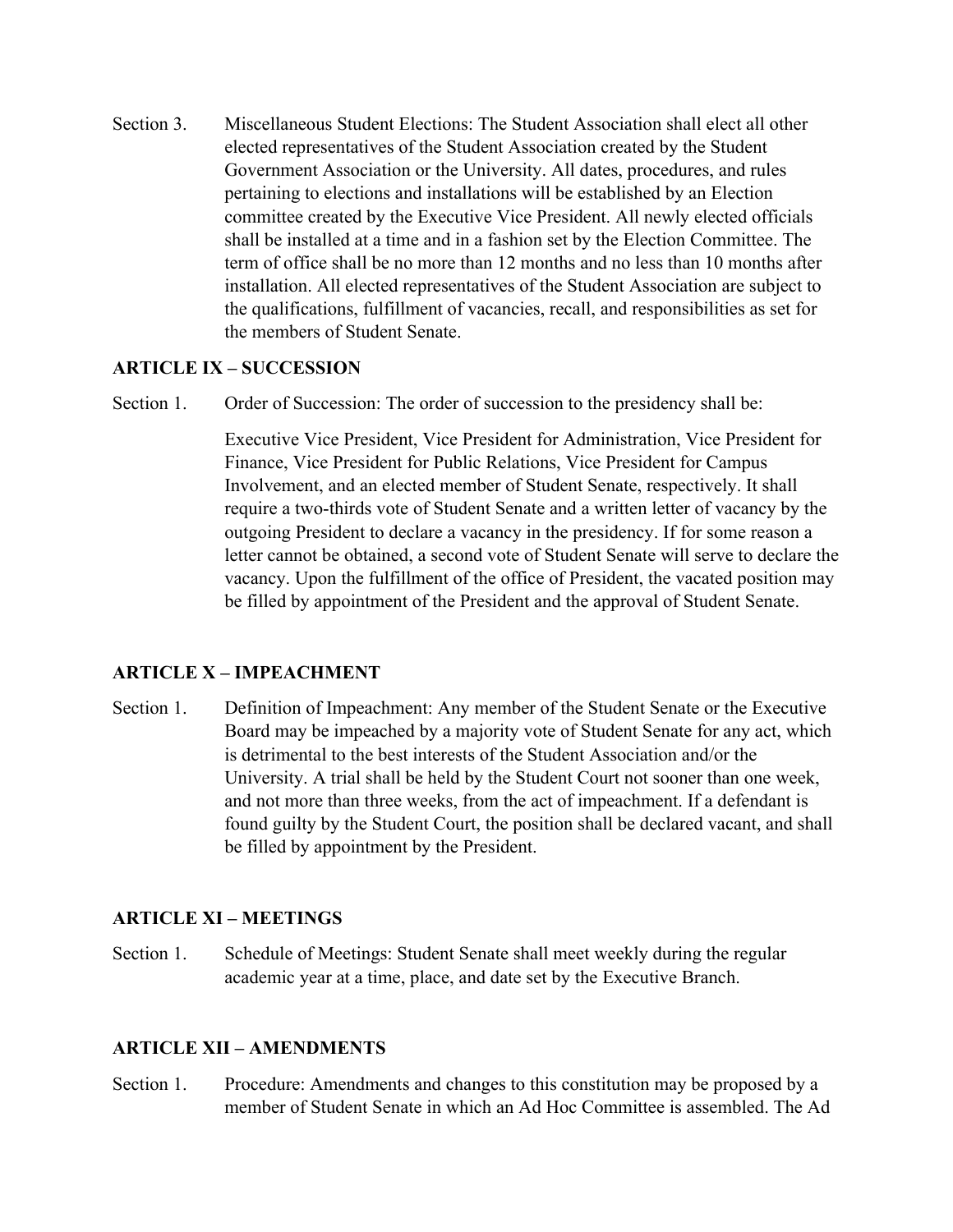Section 3. Miscellaneous Student Elections: The Student Association shall elect all other elected representatives of the Student Association created by the Student Government Association or the University. All dates, procedures, and rules pertaining to elections and installations will be established by an Election committee created by the Executive Vice President. All newly elected officials shall be installed at a time and in a fashion set by the Election Committee. The term of office shall be no more than 12 months and no less than 10 months after installation. All elected representatives of the Student Association are subject to the qualifications, fulfillment of vacancies, recall, and responsibilities as set for the members of Student Senate.

## ARTICLE IX – SUCCESSION

Section 1. Order of Succession: The order of succession to the presidency shall be:

Executive Vice President, Vice President for Administration, Vice President for Finance, Vice President for Public Relations, Vice President for Campus Involvement, and an elected member of Student Senate, respectively. It shall require a two-thirds vote of Student Senate and a written letter of vacancy by the outgoing President to declare a vacancy in the presidency. If for some reason a letter cannot be obtained, a second vote of Student Senate will serve to declare the vacancy. Upon the fulfillment of the office of President, the vacated position may be filled by appointment of the President and the approval of Student Senate.

## ARTICLE X – IMPEACHMENT

Section 1. Definition of Impeachment: Any member of the Student Senate or the Executive Board may be impeached by a majority vote of Student Senate for any act, which is detrimental to the best interests of the Student Association and/or the University. A trial shall be held by the Student Court not sooner than one week, and not more than three weeks, from the act of impeachment. If a defendant is found guilty by the Student Court, the position shall be declared vacant, and shall be filled by appointment by the President.

## ARTICLE XI – MEETINGS

Section 1. Schedule of Meetings: Student Senate shall meet weekly during the regular academic year at a time, place, and date set by the Executive Branch.

## ARTICLE XII – AMENDMENTS

Section 1. Procedure: Amendments and changes to this constitution may be proposed by a member of Student Senate in which an Ad Hoc Committee is assembled. The Ad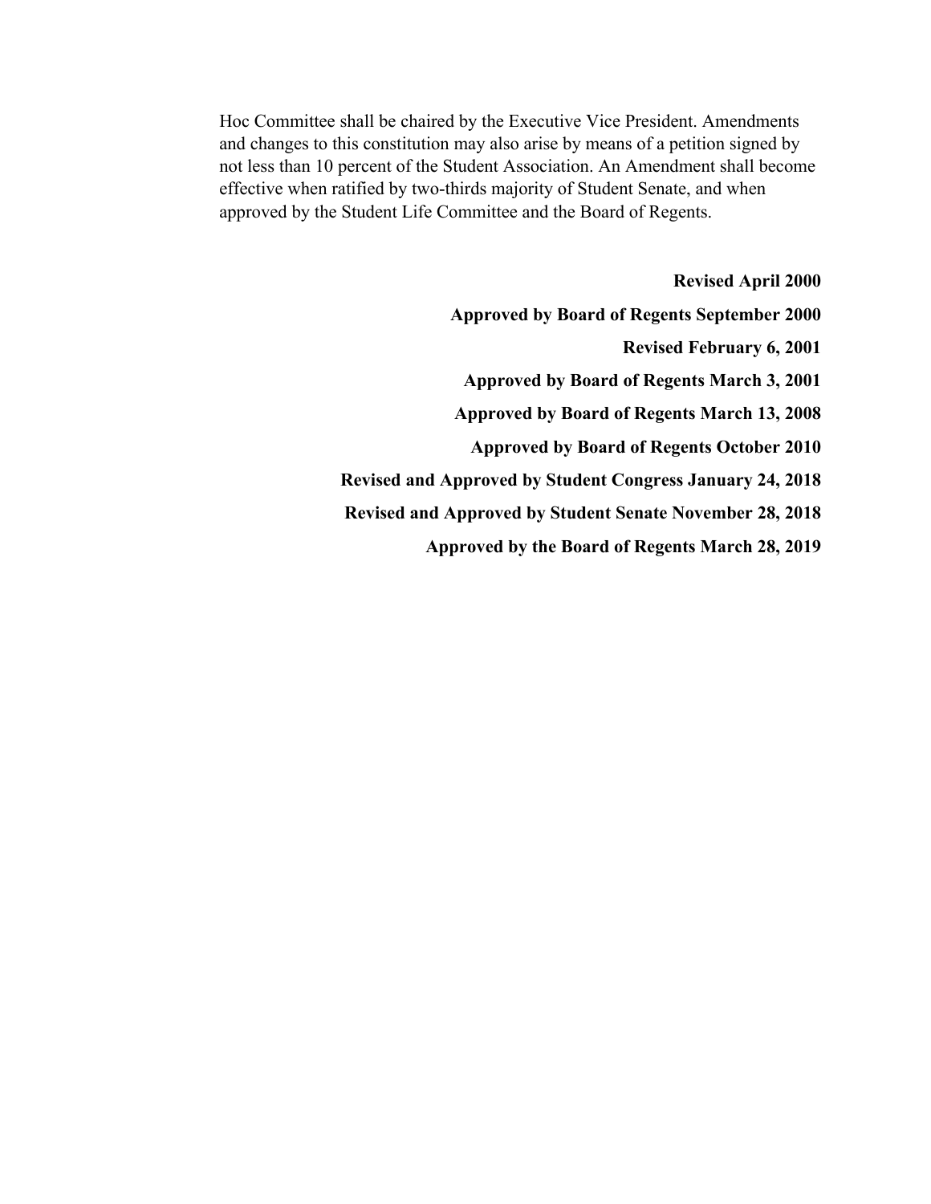Hoc Committee shall be chaired by the Executive Vice President. Amendments and changes to this constitution may also arise by means of a petition signed by not less than 10 percent of the Student Association. An Amendment shall become effective when ratified by two-thirds majority of Student Senate, and when approved by the Student Life Committee and the Board of Regents.

**Revised April 2000**

**Approved by Board of Regents September 2000**

**Revised February 6, 2001**

**Approved by Board of Regents March 3, 2001**

**Approved by Board of Regents March 13, 2008**

**Approved by Board of Regents October 2010**

**Revised and Approved by Student Congress January 24, 2018**

**Revised and Approved by Student Senate November 28, 2018**

**Approved by the Board of Regents March 28, 2019**